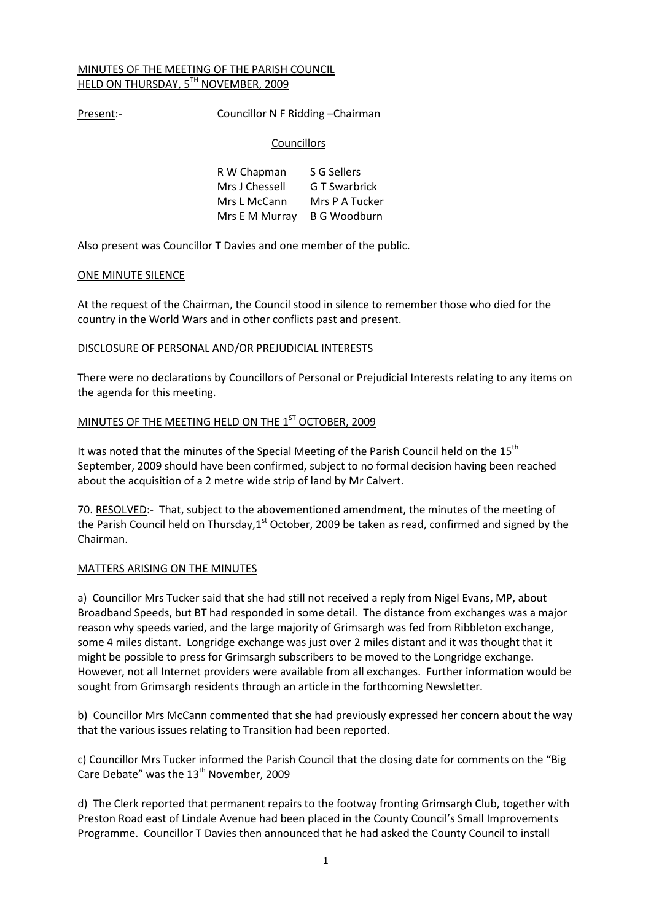MINUTES OF THE MEETING OF THE PARISH COUNCIL
HELD ON THURSDAY, 5TH NOVEMBER, 2009

Present:- Councillor N F Ridding –Chairman

Councillors

| | |
|---|---|
| R W Chapman | S G Sellers |
| Mrs J Chessell | G T Swarbrick |
| Mrs L McCann | Mrs P A Tucker |
| Mrs E M Murray | B G Woodburn |

Also present was Councillor T Davies and one member of the public.

## ONE MINUTE SILENCE

At the request of the Chairman, the Council stood in silence to remember those who died for the country in the World Wars and in other conflicts past and present.

## DISCLOSURE OF PERSONAL AND/OR PREJUDICIAL INTERESTS

There were no declarations by Councillors of Personal or Prejudicial Interests relating to any items on the agenda for this meeting.

## MINUTES OF THE MEETING HELD ON THE 1ST OCTOBER, 2009

It was noted that the minutes of the Special Meeting of the Parish Council held on the 15th September, 2009 should have been confirmed, subject to no formal decision having been reached about the acquisition of a 2 metre wide strip of land by Mr Calvert.

70. RESOLVED:- That, subject to the abovementioned amendment, the minutes of the meeting of the Parish Council held on Thursday,1st October, 2009 be taken as read, confirmed and signed by the Chairman.

## MATTERS ARISING ON THE MINUTES

a) Councillor Mrs Tucker said that she had still not received a reply from Nigel Evans, MP, about Broadband Speeds, but BT had responded in some detail. The distance from exchanges was a major reason why speeds varied, and the large majority of Grimsargh was fed from Ribbleton exchange, some 4 miles distant. Longridge exchange was just over 2 miles distant and it was thought that it might be possible to press for Grimsargh subscribers to be moved to the Longridge exchange. However, not all Internet providers were available from all exchanges. Further information would be sought from Grimsargh residents through an article in the forthcoming Newsletter.

b) Councillor Mrs McCann commented that she had previously expressed her concern about the way that the various issues relating to Transition had been reported.

c) Councillor Mrs Tucker informed the Parish Council that the closing date for comments on the "Big Care Debate" was the 13th November, 2009

d) The Clerk reported that permanent repairs to the footway fronting Grimsargh Club, together with Preston Road east of Lindale Avenue had been placed in the County Council's Small Improvements Programme. Councillor T Davies then announced that he had asked the County Council to install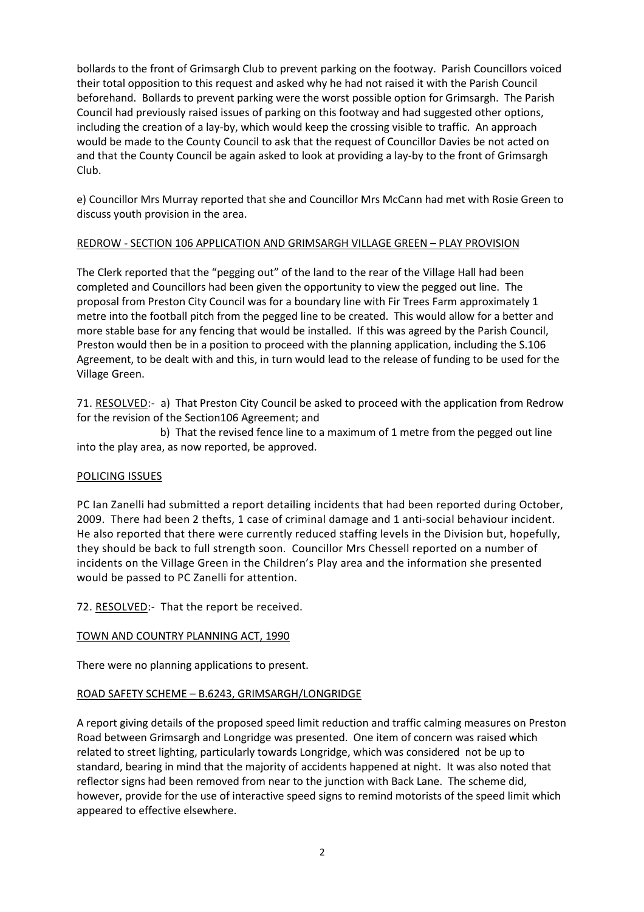bollards to the front of Grimsargh Club to prevent parking on the footway. Parish Councillors voiced their total opposition to this request and asked why he had not raised it with the Parish Council beforehand. Bollards to prevent parking were the worst possible option for Grimsargh. The Parish Council had previously raised issues of parking on this footway and had suggested other options, including the creation of a lay-by, which would keep the crossing visible to traffic. An approach would be made to the County Council to ask that the request of Councillor Davies be not acted on and that the County Council be again asked to look at providing a lay-by to the front of Grimsargh Club.

e) Councillor Mrs Murray reported that she and Councillor Mrs McCann had met with Rosie Green to discuss youth provision in the area.

<u>REDROW - SECTION 106 APPLICATION AND GRIMSARGH VILLAGE GREEN – PLAY PROVISION</u>

The Clerk reported that the "pegging out" of the land to the rear of the Village Hall had been completed and Councillors had been given the opportunity to view the pegged out line. The proposal from Preston City Council was for a boundary line with Fir Trees Farm approximately 1 metre into the football pitch from the pegged line to be created. This would allow for a better and more stable base for any fencing that would be installed. If this was agreed by the Parish Council, Preston would then be in a position to proceed with the planning application, including the S.106 Agreement, to be dealt with and this, in turn would lead to the release of funding to be used for the Village Green.

71. <u>RESOLVED</u>:- a) That Preston City Council be asked to proceed with the application from Redrow for the revision of the Section106 Agreement; and

b) That the revised fence line to a maximum of 1 metre from the pegged out line into the play area, as now reported, be approved.

<u>POLICING ISSUES</u>

PC Ian Zanelli had submitted a report detailing incidents that had been reported during October, 2009. There had been 2 thefts, 1 case of criminal damage and 1 anti-social behaviour incident. He also reported that there were currently reduced staffing levels in the Division but, hopefully, they should be back to full strength soon. Councillor Mrs Chessell reported on a number of incidents on the Village Green in the Children's Play area and the information she presented would be passed to PC Zanelli for attention.

72. <u>RESOLVED</u>:- That the report be received.

<u>TOWN AND COUNTRY PLANNING ACT, 1990</u>

There were no planning applications to present.

<u>ROAD SAFETY SCHEME – B.6243, GRIMSARGH/LONGRIDGE</u>

A report giving details of the proposed speed limit reduction and traffic calming measures on Preston Road between Grimsargh and Longridge was presented. One item of concern was raised which related to street lighting, particularly towards Longridge, which was considered not be up to standard, bearing in mind that the majority of accidents happened at night. It was also noted that reflector signs had been removed from near to the junction with Back Lane. The scheme did, however, provide for the use of interactive speed signs to remind motorists of the speed limit which appeared to effective elsewhere.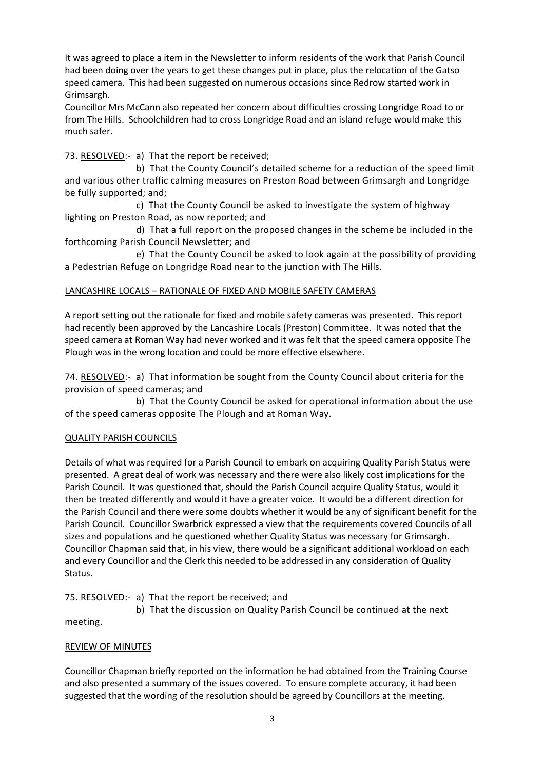It was agreed to place a item in the Newsletter to inform residents of the work that Parish Council had been doing over the years to get these changes put in place, plus the relocation of the Gatso speed camera. This had been suggested on numerous occasions since Redrow started work in Grimsargh.

Councillor Mrs McCann also repeated her concern about difficulties crossing Longridge Road to or from The Hills. Schoolchildren had to cross Longridge Road and an island refuge would make this much safer.

73. <u>RESOLVED</u>:- a) That the report be received;

b) That the County Council's detailed scheme for a reduction of the speed limit and various other traffic calming measures on Preston Road between Grimsargh and Longridge be fully supported; and;

c) That the County Council be asked to investigate the system of highway lighting on Preston Road, as now reported; and

d) That a full report on the proposed changes in the scheme be included in the forthcoming Parish Council Newsletter; and

e) That the County Council be asked to look again at the possibility of providing a Pedestrian Refuge on Longridge Road near to the junction with The Hills.

## <u>LANCASHIRE LOCALS – RATIONALE OF FIXED AND MOBILE SAFETY CAMERAS</u>

A report setting out the rationale for fixed and mobile safety cameras was presented. This report had recently been approved by the Lancashire Locals (Preston) Committee. It was noted that the speed camera at Roman Way had never worked and it was felt that the speed camera opposite The Plough was in the wrong location and could be more effective elsewhere.

74. <u>RESOLVED</u>:- a) That information be sought from the County Council about criteria for the provision of speed cameras; and

b) That the County Council be asked for operational information about the use of the speed cameras opposite The Plough and at Roman Way.

## <u>QUALITY PARISH COUNCILS</u>

Details of what was required for a Parish Council to embark on acquiring Quality Parish Status were presented. A great deal of work was necessary and there were also likely cost implications for the Parish Council. It was questioned that, should the Parish Council acquire Quality Status, would it then be treated differently and would it have a greater voice. It would be a different direction for the Parish Council and there were some doubts whether it would be any of significant benefit for the Parish Council. Councillor Swarbrick expressed a view that the requirements covered Councils of all sizes and populations and he questioned whether Quality Status was necessary for Grimsargh. Councillor Chapman said that, in his view, there would be a significant additional workload on each and every Councillor and the Clerk this needed to be addressed in any consideration of Quality Status.

75. <u>RESOLVED</u>:- a) That the report be received; and

b) That the discussion on Quality Parish Council be continued at the next meeting.

## <u>REVIEW OF MINUTES</u>

Councillor Chapman briefly reported on the information he had obtained from the Training Course and also presented a summary of the issues covered. To ensure complete accuracy, it had been suggested that the wording of the resolution should be agreed by Councillors at the meeting.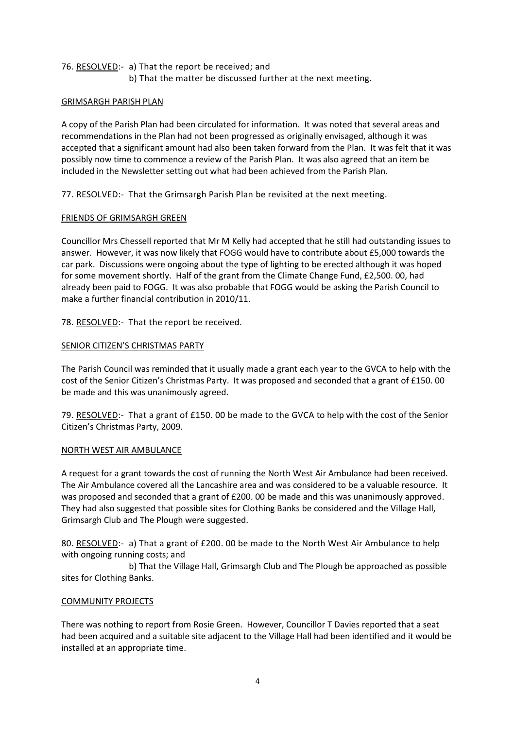76. <u>RESOLVED</u>:- a) That the report be received; and
b) That the matter be discussed further at the next meeting.

<u>GRIMSARGH PARISH PLAN</u>

A copy of the Parish Plan had been circulated for information. It was noted that several areas and recommendations in the Plan had not been progressed as originally envisaged, although it was accepted that a significant amount had also been taken forward from the Plan. It was felt that it was possibly now time to commence a review of the Parish Plan. It was also agreed that an item be included in the Newsletter setting out what had been achieved from the Parish Plan.

77. <u>RESOLVED</u>:- That the Grimsargh Parish Plan be revisited at the next meeting.

<u>FRIENDS OF GRIMSARGH GREEN</u>

Councillor Mrs Chessell reported that Mr M Kelly had accepted that he still had outstanding issues to answer. However, it was now likely that FOGG would have to contribute about £5,000 towards the car park. Discussions were ongoing about the type of lighting to be erected although it was hoped for some movement shortly. Half of the grant from the Climate Change Fund, £2,500. 00, had already been paid to FOGG. It was also probable that FOGG would be asking the Parish Council to make a further financial contribution in 2010/11.

78. <u>RESOLVED</u>:- That the report be received.

<u>SENIOR CITIZEN'S CHRISTMAS PARTY</u>

The Parish Council was reminded that it usually made a grant each year to the GVCA to help with the cost of the Senior Citizen's Christmas Party. It was proposed and seconded that a grant of £150. 00 be made and this was unanimously agreed.

79. <u>RESOLVED</u>:- That a grant of £150. 00 be made to the GVCA to help with the cost of the Senior Citizen's Christmas Party, 2009.

<u>NORTH WEST AIR AMBULANCE</u>

A request for a grant towards the cost of running the North West Air Ambulance had been received. The Air Ambulance covered all the Lancashire area and was considered to be a valuable resource. It was proposed and seconded that a grant of £200. 00 be made and this was unanimously approved. They had also suggested that possible sites for Clothing Banks be considered and the Village Hall, Grimsargh Club and The Plough were suggested.

80. <u>RESOLVED</u>:- a) That a grant of £200. 00 be made to the North West Air Ambulance to help with ongoing running costs; and
b) That the Village Hall, Grimsargh Club and The Plough be approached as possible sites for Clothing Banks.

<u>COMMUNITY PROJECTS</u>

There was nothing to report from Rosie Green. However, Councillor T Davies reported that a seat had been acquired and a suitable site adjacent to the Village Hall had been identified and it would be installed at an appropriate time.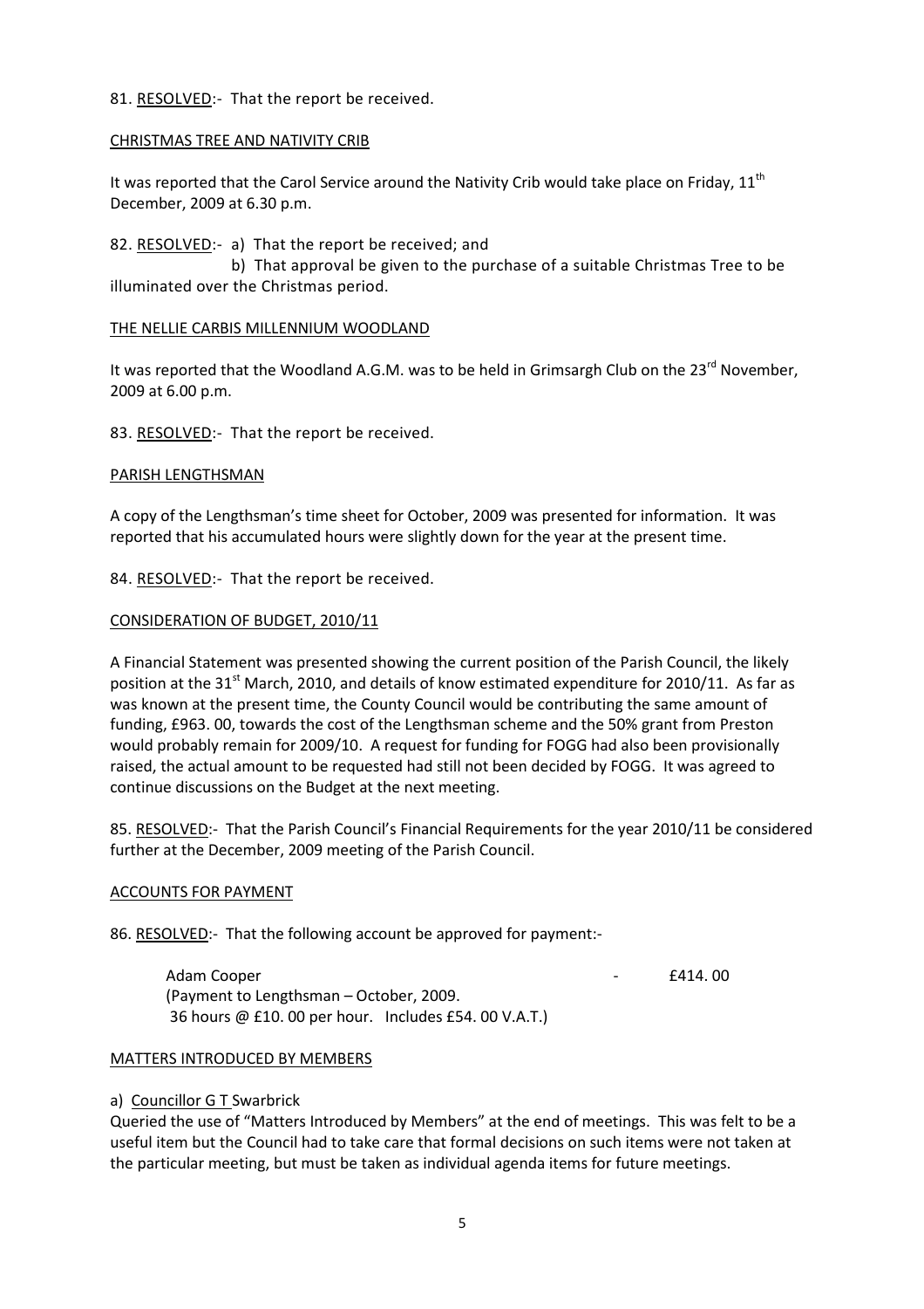81. RESOLVED:- That the report be received.

CHRISTMAS TREE AND NATIVITY CRIB

It was reported that the Carol Service around the Nativity Crib would take place on Friday, 11th December, 2009 at 6.30 p.m.

82. RESOLVED:- a) That the report be received; and

b) That approval be given to the purchase of a suitable Christmas Tree to be illuminated over the Christmas period.

THE NELLIE CARBIS MILLENNIUM WOODLAND

It was reported that the Woodland A.G.M. was to be held in Grimsargh Club on the 23rd November, 2009 at 6.00 p.m.

83. RESOLVED:- That the report be received.

PARISH LENGTHSMAN

A copy of the Lengthsman's time sheet for October, 2009 was presented for information. It was reported that his accumulated hours were slightly down for the year at the present time.

84. RESOLVED:- That the report be received.

CONSIDERATION OF BUDGET, 2010/11

A Financial Statement was presented showing the current position of the Parish Council, the likely position at the 31st March, 2010, and details of know estimated expenditure for 2010/11. As far as was known at the present time, the County Council would be contributing the same amount of funding, £963. 00, towards the cost of the Lengthsman scheme and the 50% grant from Preston would probably remain for 2009/10. A request for funding for FOGG had also been provisionally raised, the actual amount to be requested had still not been decided by FOGG. It was agreed to continue discussions on the Budget at the next meeting.

85. RESOLVED:- That the Parish Council's Financial Requirements for the year 2010/11 be considered further at the December, 2009 meeting of the Parish Council.

ACCOUNTS FOR PAYMENT

86. RESOLVED:- That the following account be approved for payment:-

Adam Cooper - £414. 00
(Payment to Lengthsman – October, 2009.
36 hours @ £10. 00 per hour. Includes £54. 00 V.A.T.)

MATTERS INTRODUCED BY MEMBERS

a) Councillor G T Swarbrick

Queried the use of "Matters Introduced by Members" at the end of meetings. This was felt to be a useful item but the Council had to take care that formal decisions on such items were not taken at the particular meeting, but must be taken as individual agenda items for future meetings.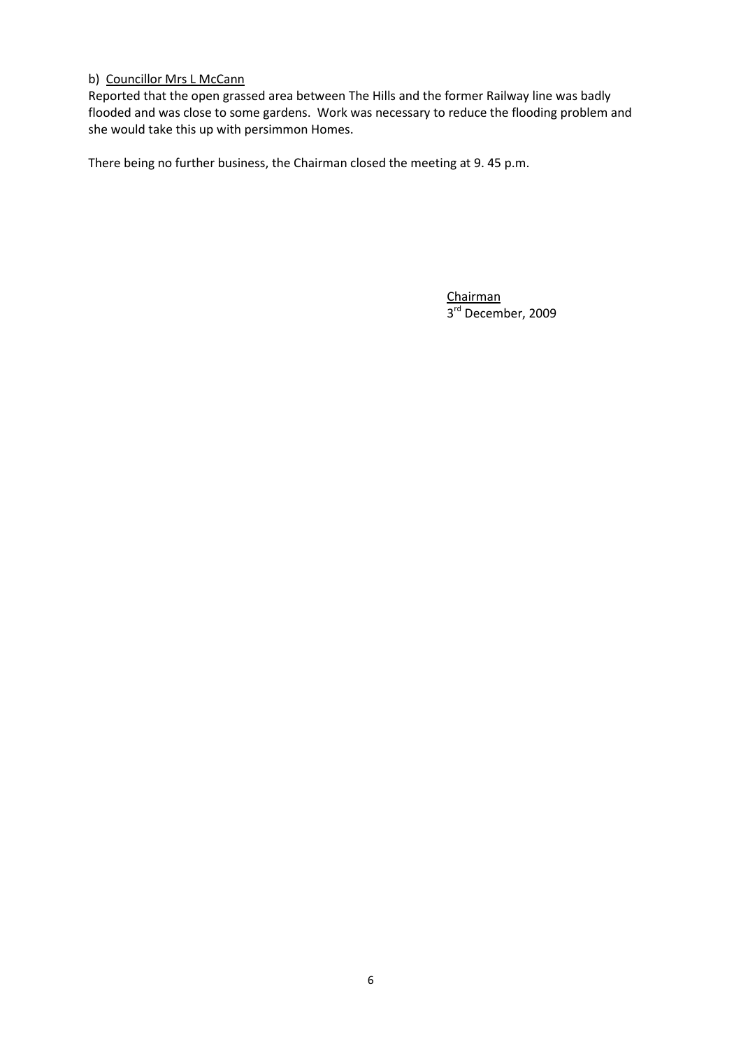b) <u>Councillor Mrs L McCann</u>

Reported that the open grassed area between The Hills and the former Railway line was badly flooded and was close to some gardens. Work was necessary to reduce the flooding problem and she would take this up with persimmon Homes.

There being no further business, the Chairman closed the meeting at 9. 45 p.m.

<u>Chairman</u>

3rd December, 2009